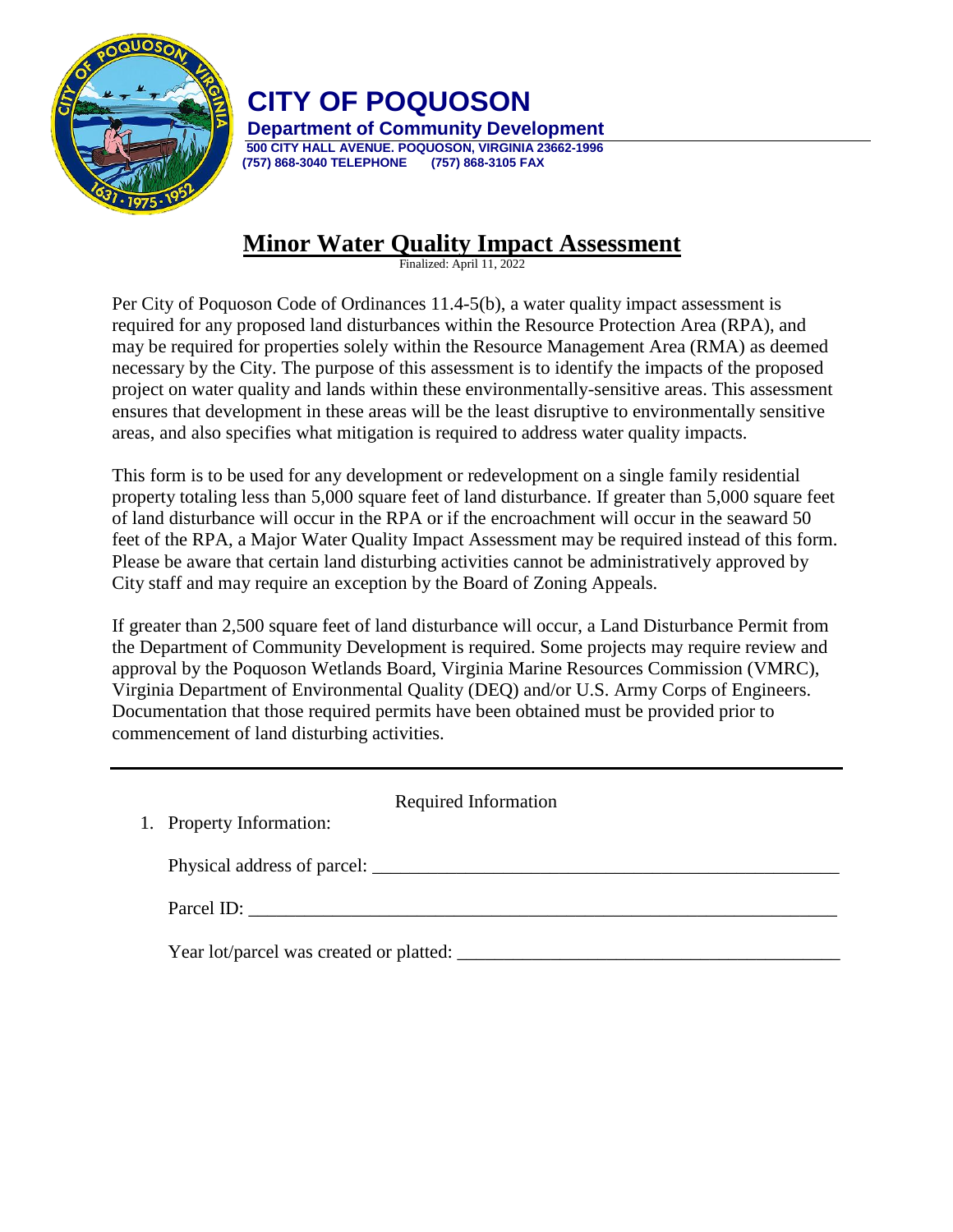# CITY OF POQUOSON

**Department of Community Development**

**500 CITY HALL AVENUE. POQUOSON, VIRGINIA 23662-1996**
**(757) 868-3040 TELEPHONE (757) 868-3105 FAX**

## Minor Water Quality Impact Assessment

Finalized: April 11, 2022

Per City of Poquoson Code of Ordinances 11.4-5(b), a water quality impact assessment is required for any proposed land disturbances within the Resource Protection Area (RPA), and may be required for properties solely within the Resource Management Area (RMA) as deemed necessary by the City. The purpose of this assessment is to identify the impacts of the proposed project on water quality and lands within these environmentally-sensitive areas. This assessment ensures that development in these areas will be the least disruptive to environmentally sensitive areas, and also specifies what mitigation is required to address water quality impacts.

This form is to be used for any development or redevelopment on a single family residential property totaling less than 5,000 square feet of land disturbance. If greater than 5,000 square feet of land disturbance will occur in the RPA or if the encroachment will occur in the seaward 50 feet of the RPA, a Major Water Quality Impact Assessment may be required instead of this form. Please be aware that certain land disturbing activities cannot be administratively approved by City staff and may require an exception by the Board of Zoning Appeals.

If greater than 2,500 square feet of land disturbance will occur, a Land Disturbance Permit from the Department of Community Development is required. Some projects may require review and approval by the Poquoson Wetlands Board, Virginia Marine Resources Commission (VMRC), Virginia Department of Environmental Quality (DEQ) and/or U.S. Army Corps of Engineers. Documentation that those required permits have been obtained must be provided prior to commencement of land disturbing activities.

---

Required Information

1. Property Information:

   Physical address of parcel: ____________________________________________________

   Parcel ID: ________________________________________________________________

   Year lot/parcel was created or platted: ________________________________________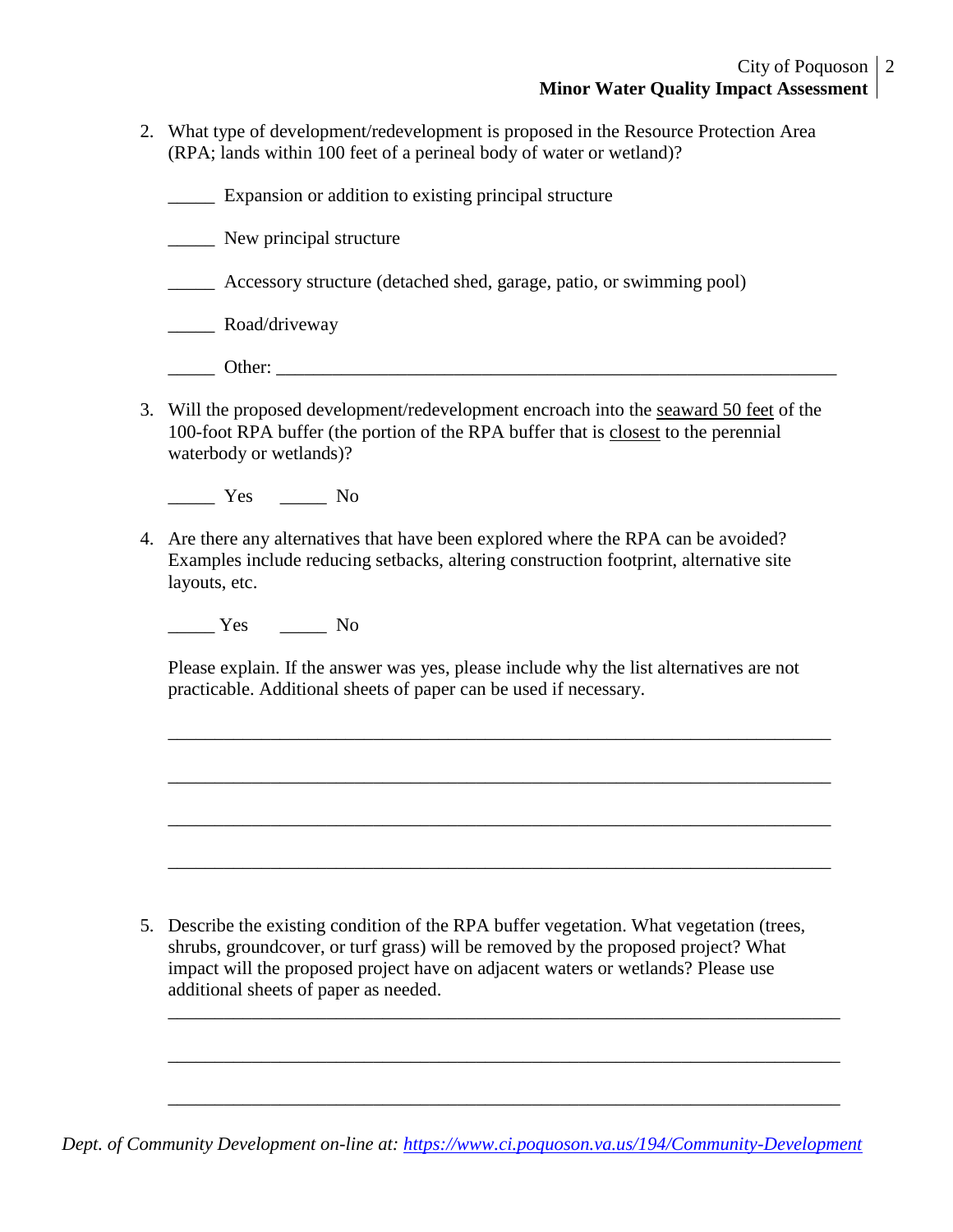2. What type of development/redevelopment is proposed in the Resource Protection Area (RPA; lands within 100 feet of a perineal body of water or wetland)?

   _____ Expansion or addition to existing principal structure

   _____ New principal structure

   _____ Accessory structure (detached shed, garage, patio, or swimming pool)

   _____ Road/driveway

   _____ Other: ____________________________________________________________

3. Will the proposed development/redevelopment encroach into the <u>seaward 50 feet</u> of the 100-foot RPA buffer (the portion of the RPA buffer that is <u>closest</u> to the perennial waterbody or wetlands)?

   _____ Yes     _____ No

4. Are there any alternatives that have been explored where the RPA can be avoided? Examples include reducing setbacks, altering construction footprint, alternative site layouts, etc.

   _____ Yes     _____ No

   Please explain. If the answer was yes, please include why the list alternatives are not practicable. Additional sheets of paper can be used if necessary.

   ___________________________________________________________________________

   ___________________________________________________________________________

   ___________________________________________________________________________

   ___________________________________________________________________________

5. Describe the existing condition of the RPA buffer vegetation. What vegetation (trees, shrubs, groundcover, or turf grass) will be removed by the proposed project? What impact will the proposed project have on adjacent waters or wetlands? Please use additional sheets of paper as needed.

   ___________________________________________________________________________

   ___________________________________________________________________________

   ___________________________________________________________________________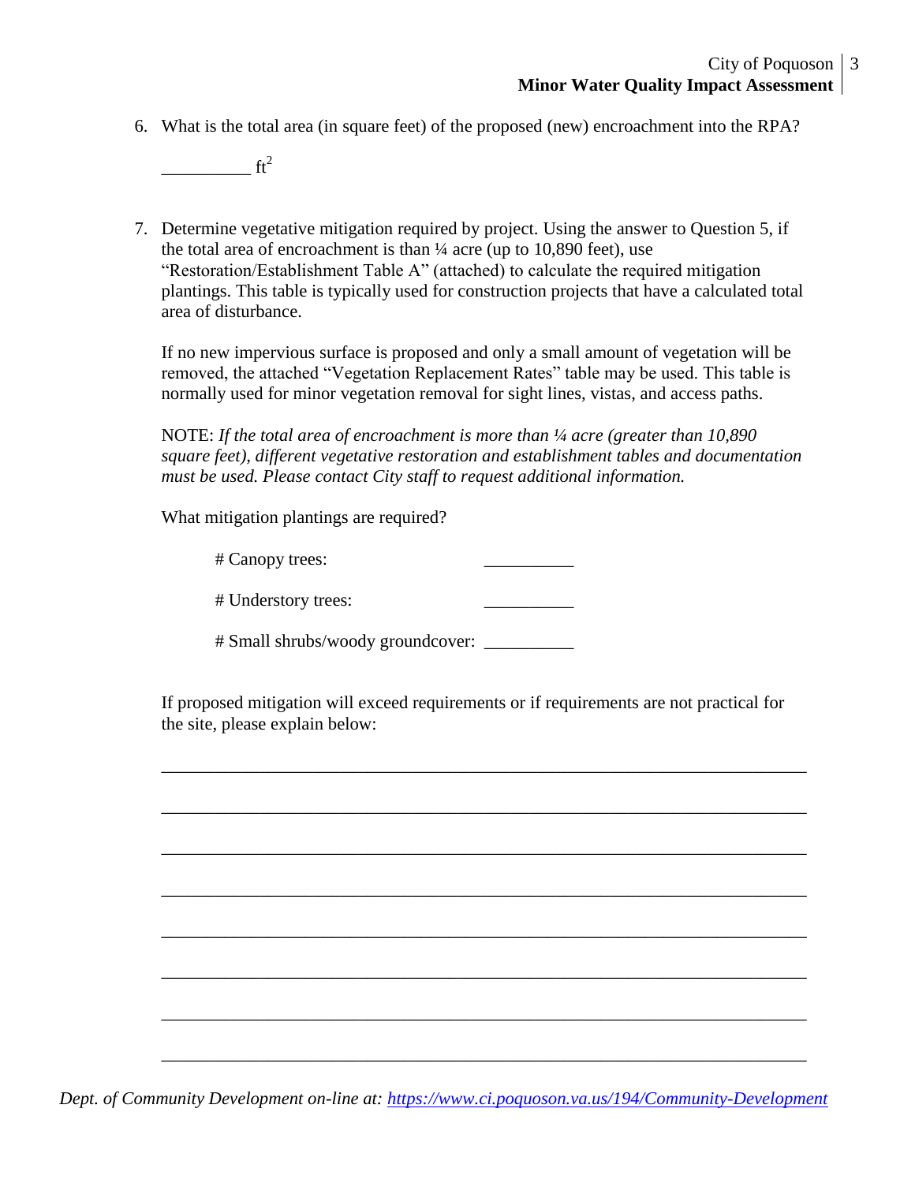6. What is the total area (in square feet) of the proposed (new) encroachment into the RPA?

   __________ $ft^2$

7. Determine vegetative mitigation required by project. Using the answer to Question 5, if the total area of encroachment is than ¼ acre (up to 10,890 feet), use "Restoration/Establishment Table A" (attached) to calculate the required mitigation plantings. This table is typically used for construction projects that have a calculated total area of disturbance.

   If no new impervious surface is proposed and only a small amount of vegetation will be removed, the attached "Vegetation Replacement Rates" table may be used. This table is normally used for minor vegetation removal for sight lines, vistas, and access paths.

   NOTE: *If the total area of encroachment is more than ¼ acre (greater than 10,890 square feet), different vegetative restoration and establishment tables and documentation must be used. Please contact City staff to request additional information.*

   What mitigation plantings are required?

   # Canopy trees: __________

   # Understory trees: __________

   # Small shrubs/woody groundcover: __________

   If proposed mitigation will exceed requirements or if requirements are not practical for the site, please explain below:

   ________________________________________________________________________

   ________________________________________________________________________

   ________________________________________________________________________

   ________________________________________________________________________

   ________________________________________________________________________

   ________________________________________________________________________

   ________________________________________________________________________

   ________________________________________________________________________

*Dept. of Community Development on-line at: https://www.ci.poquoson.va.us/194/Community-Development*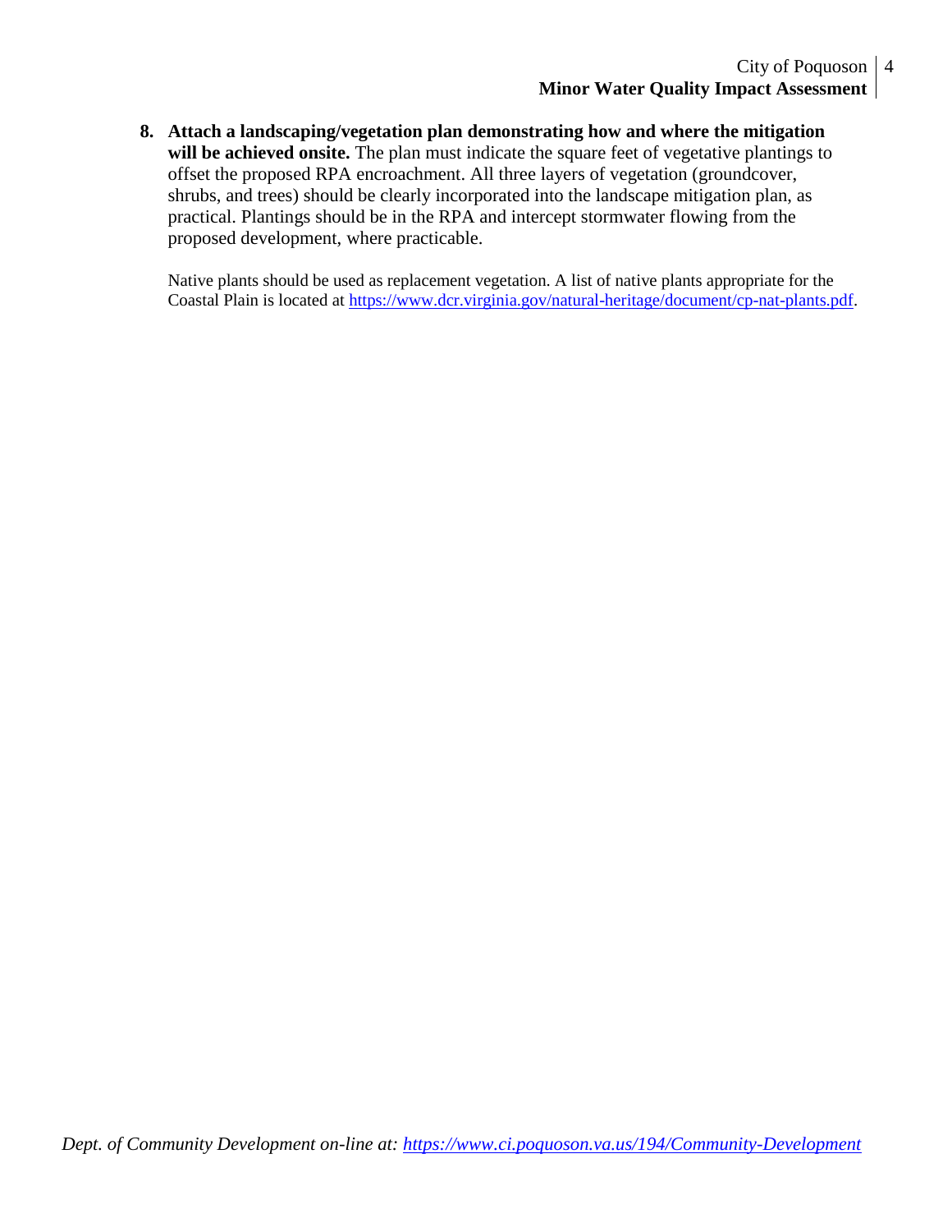8. **Attach a landscaping/vegetation plan demonstrating how and where the mitigation will be achieved onsite.** The plan must indicate the square feet of vegetative plantings to offset the proposed RPA encroachment. All three layers of vegetation (groundcover, shrubs, and trees) should be clearly incorporated into the landscape mitigation plan, as practical. Plantings should be in the RPA and intercept stormwater flowing from the proposed development, where practicable.

   Native plants should be used as replacement vegetation. A list of native plants appropriate for the Coastal Plain is located at [https://www.dcr.virginia.gov/natural-heritage/document/cp-nat-plants.pdf](https://www.dcr.virginia.gov/natural-heritage/document/cp-nat-plants.pdf).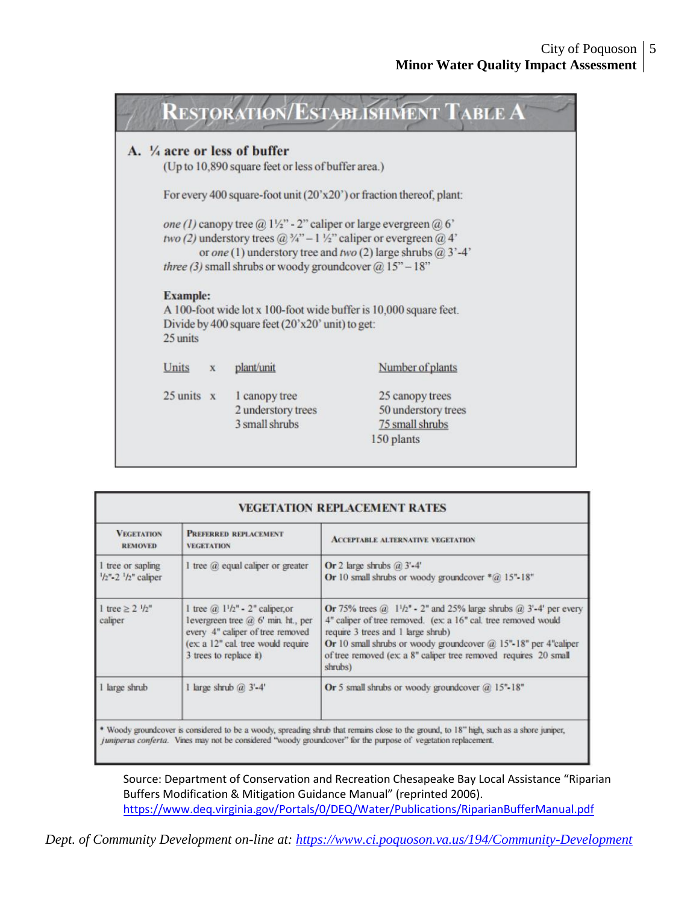## Restoration/Establishment Table A

**A. ¼ acre or less of buffer**

(Up to 10,890 square feet or less of buffer area.)

For every 400 square-foot unit (20'x20') or fraction thereof, plant:

*one (1)* canopy tree @ 1½" - 2" caliper or large evergreen @ 6'
*two (2)* understory trees @ ¾" – 1 ½" caliper or evergreen @ 4'
or *one* (1) understory tree and *two* (2) large shrubs @ 3'-4'
*three (3)* small shrubs or woody groundcover @ 15" – 18"

**Example:**

A 100-foot wide lot x 100-foot wide buffer is 10,000 square feet.
Divide by 400 square feet (20'x20' unit) to get:
25 units

| Units | x | plant/unit | Number of plants |
|---|---|---|---|
| 25 units | x | 1 canopy tree | 25 canopy trees |
| | | 2 understory trees | 50 understory trees |
| | | 3 small shrubs | 75 small shrubs |
| | | | 150 plants |

**VEGETATION REPLACEMENT RATES**

| Vegetation Removed | Preferred Replacement Vegetation | Acceptable Alternative Vegetation |
|---|---|---|
| 1 tree or sapling ½"-2 ½" caliper | 1 tree @ equal caliper or greater | **Or** 2 large shrubs @ 3'-4'<br>**Or** 10 small shrubs or woody groundcover *@ 15"-18" |
| 1 tree ≥ 2 ½" caliper | 1 tree @ 1½" - 2" caliper,or 1evergreen tree @ 6' min. ht., per every 4" caliper of tree removed (ex: a 12" cal. tree would require 3 trees to replace it) | **Or** 75% trees @ 1½" - 2" and 25% large shrubs @ 3'-4' per every 4" caliper of tree removed. (ex: a 16" cal. tree removed would require 3 trees and 1 large shrub)<br>**Or** 10 small shrubs or woody groundcover @ 15"-18" per 4"caliper of tree removed (ex: a 8" caliper tree removed requires 20 small shrubs) |
| 1 large shrub | 1 large shrub @ 3'-4' | **Or** 5 small shrubs or woody groundcover @ 15"-18" |

* Woody groundcover is considered to be a woody, spreading shrub that remains close to the ground, to 18" high, such as a shore juniper, *juniperus conferta*. Vines may not be considered "woody groundcover" for the purpose of vegetation replacement.

Source: Department of Conservation and Recreation Chesapeake Bay Local Assistance "Riparian Buffers Modification & Mitigation Guidance Manual" (reprinted 2006). https://www.deq.virginia.gov/Portals/0/DEQ/Water/Publications/RiparianBufferManual.pdf

*Dept. of Community Development on-line at: https://www.ci.poquoson.va.us/194/Community-Development*